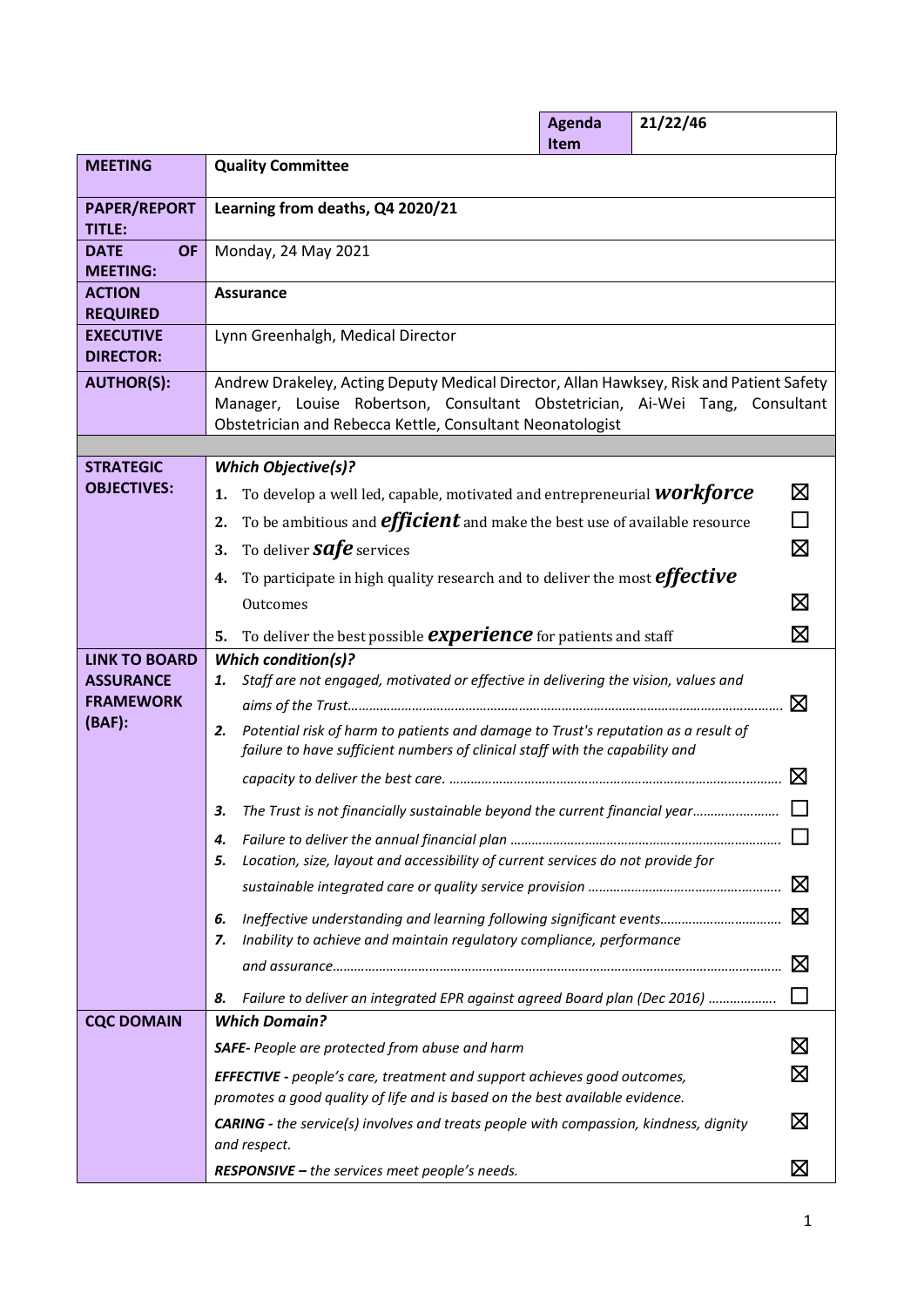| Agenda Item | 21/22/46 |
|---|---|

| | |
|---|---|
| **MEETING** | **Quality Committee** |
| **PAPER/REPORT TITLE:** | **Learning from deaths, Q4 2020/21** |
| **DATE OF MEETING:** | Monday, 24 May 2021 |
| **ACTION REQUIRED** | **Assurance** |
| **EXECUTIVE DIRECTOR:** | Lynn Greenhalgh, Medical Director |
| **AUTHOR(S):** | Andrew Drakeley, Acting Deputy Medical Director, Allan Hawksey, Risk and Patient Safety Manager, Louise Robertson, Consultant Obstetrician, Ai-Wei Tang, Consultant Obstetrician and Rebecca Kettle, Consultant Neonatologist |
| **STRATEGIC OBJECTIVES:** | ***Which Objective(s)?***<br>1. To develop a well led, capable, motivated and entrepreneurial ***workforce*** ☒<br>2. To be ambitious and ***efficient*** and make the best use of available resource ☐<br>3. To deliver ***safe*** services ☒<br>4. To participate in high quality research and to deliver the most ***effective*** Outcomes ☒<br>5. To deliver the best possible ***experience*** for patients and staff ☒ |
| **LINK TO BOARD ASSURANCE FRAMEWORK (BAF):** | ***Which condition(s)?***<br>1. *Staff are not engaged, motivated or effective in delivering the vision, values and aims of the Trust* ☒<br>2. *Potential risk of harm to patients and damage to Trust's reputation as a result of failure to have sufficient numbers of clinical staff with the capability and capacity to deliver the best care.* ☒<br>3. *The Trust is not financially sustainable beyond the current financial year* ☐<br>4. *Failure to deliver the annual financial plan* ☐<br>5. *Location, size, layout and accessibility of current services do not provide for sustainable integrated care or quality service provision* ☒<br>6. *Ineffective understanding and learning following significant events* ☒<br>7. *Inability to achieve and maintain regulatory compliance, performance and assurance* ☒<br>8. *Failure to deliver an integrated EPR against agreed Board plan (Dec 2016)* ☐ |
| **CQC DOMAIN** | ***Which Domain?***<br>***SAFE****- People are protected from abuse and harm* ☒<br>***EFFECTIVE*** *- people's care, treatment and support achieves good outcomes, promotes a good quality of life and is based on the best available evidence.* ☒<br>***CARING*** *- the service(s) involves and treats people with compassion, kindness, dignity and respect.* ☒<br>***RESPONSIVE*** *– the services meet people's needs.* ☒ |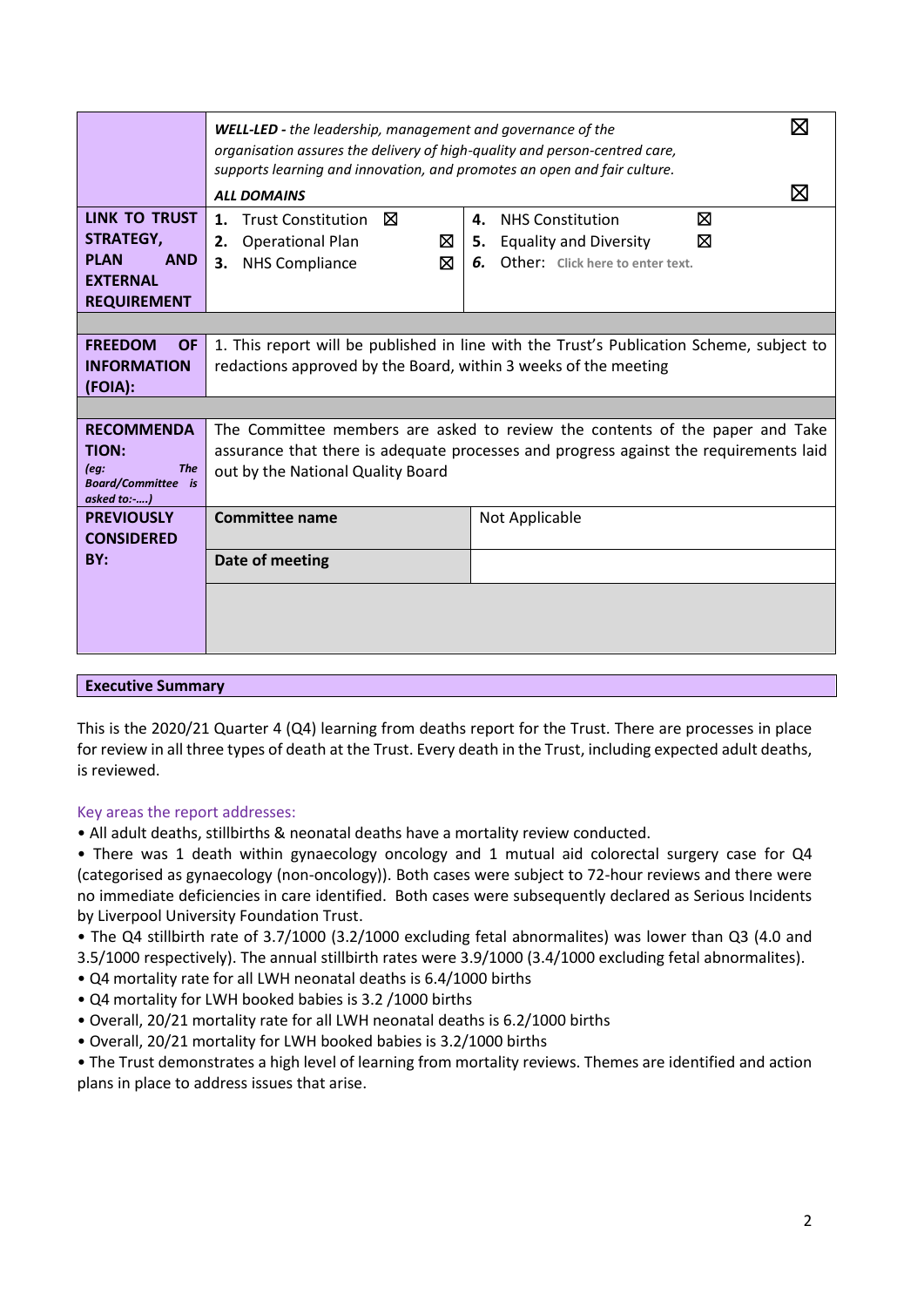| | | |
|---|---|---|
| | ***WELL-LED** - the leadership, management and governance of the organisation assures the delivery of high-quality and person-centred care, supports learning and innovation, and promotes an open and fair culture.* ☒<br>***ALL DOMAINS*** ☒ | |
| **LINK TO TRUST STRATEGY, PLAN AND EXTERNAL REQUIREMENT** | 1. Trust Constitution ☒<br>2. Operational Plan ☒<br>3. NHS Compliance ☒ | 4. NHS Constitution ☒<br>5. Equality and Diversity ☒<br>6. Other: Click here to enter text. |
| **FREEDOM OF INFORMATION (FOIA):** | 1. This report will be published in line with the Trust's Publication Scheme, subject to redactions approved by the Board, within 3 weeks of the meeting | |
| **RECOMMENDATION:**<br>*(eg: The Board/Committee is asked to:-….)* | The Committee members are asked to review the contents of the paper and Take assurance that there is adequate processes and progress against the requirements laid out by the National Quality Board | |
| **PREVIOUSLY CONSIDERED BY:** | **Committee name** | Not Applicable |
| | **Date of meeting** | |

**Executive Summary**

This is the 2020/21 Quarter 4 (Q4) learning from deaths report for the Trust. There are processes in place for review in all three types of death at the Trust. Every death in the Trust, including expected adult deaths, is reviewed.

Key areas the report addresses:

- All adult deaths, stillbirths & neonatal deaths have a mortality review conducted.
- There was 1 death within gynaecology oncology and 1 mutual aid colorectal surgery case for Q4 (categorised as gynaecology (non-oncology)). Both cases were subject to 72-hour reviews and there were no immediate deficiencies in care identified. Both cases were subsequently declared as Serious Incidents by Liverpool University Foundation Trust.
- The Q4 stillbirth rate of 3.7/1000 (3.2/1000 excluding fetal abnormalities) was lower than Q3 (4.0 and 3.5/1000 respectively). The annual stillbirth rates were 3.9/1000 (3.4/1000 excluding fetal abnormalites).
- Q4 mortality rate for all LWH neonatal deaths is 6.4/1000 births
- Q4 mortality for LWH booked babies is 3.2 /1000 births
- Overall, 20/21 mortality rate for all LWH neonatal deaths is 6.2/1000 births
- Overall, 20/21 mortality for LWH booked babies is 3.2/1000 births
- The Trust demonstrates a high level of learning from mortality reviews. Themes are identified and action plans in place to address issues that arise.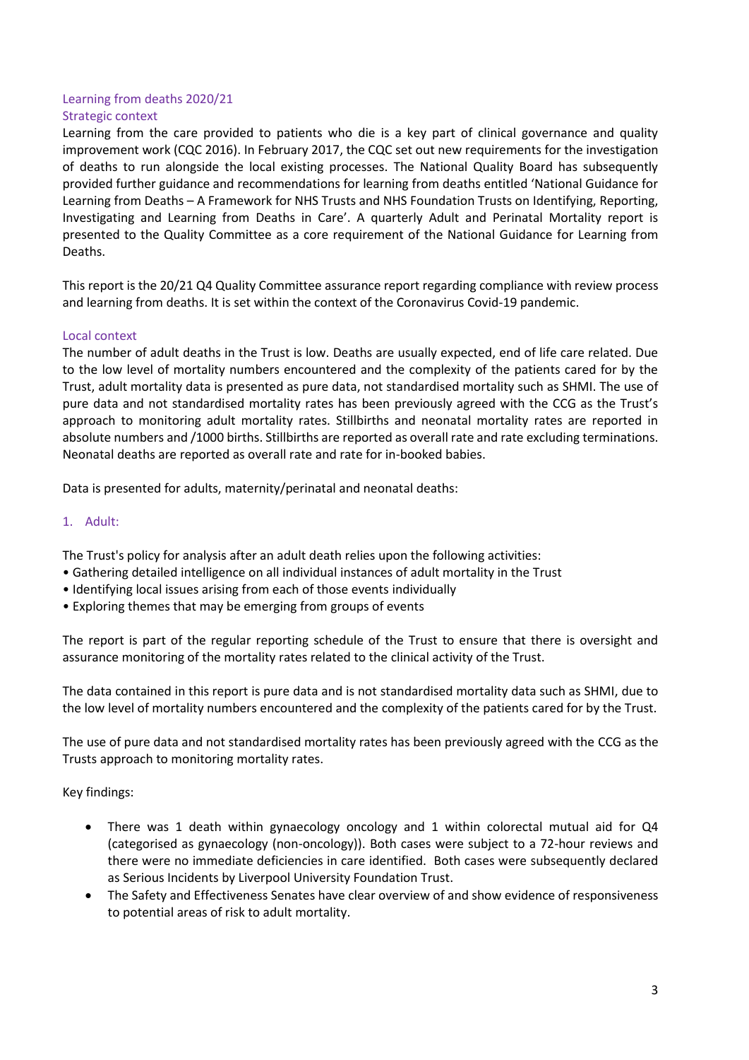## Learning from deaths 2020/21

### Strategic context

Learning from the care provided to patients who die is a key part of clinical governance and quality improvement work (CQC 2016). In February 2017, the CQC set out new requirements for the investigation of deaths to run alongside the local existing processes. The National Quality Board has subsequently provided further guidance and recommendations for learning from deaths entitled 'National Guidance for Learning from Deaths – A Framework for NHS Trusts and NHS Foundation Trusts on Identifying, Reporting, Investigating and Learning from Deaths in Care'. A quarterly Adult and Perinatal Mortality report is presented to the Quality Committee as a core requirement of the National Guidance for Learning from Deaths.

This report is the 20/21 Q4 Quality Committee assurance report regarding compliance with review process and learning from deaths. It is set within the context of the Coronavirus Covid-19 pandemic.

### Local context

The number of adult deaths in the Trust is low. Deaths are usually expected, end of life care related. Due to the low level of mortality numbers encountered and the complexity of the patients cared for by the Trust, adult mortality data is presented as pure data, not standardised mortality such as SHMI. The use of pure data and not standardised mortality rates has been previously agreed with the CCG as the Trust's approach to monitoring adult mortality rates. Stillbirths and neonatal mortality rates are reported in absolute numbers and /1000 births. Stillbirths are reported as overall rate and rate excluding terminations. Neonatal deaths are reported as overall rate and rate for in-booked babies.

Data is presented for adults, maternity/perinatal and neonatal deaths:

### 1. Adult:

The Trust's policy for analysis after an adult death relies upon the following activities:

- Gathering detailed intelligence on all individual instances of adult mortality in the Trust
- Identifying local issues arising from each of those events individually
- Exploring themes that may be emerging from groups of events

The report is part of the regular reporting schedule of the Trust to ensure that there is oversight and assurance monitoring of the mortality rates related to the clinical activity of the Trust.

The data contained in this report is pure data and is not standardised mortality data such as SHMI, due to the low level of mortality numbers encountered and the complexity of the patients cared for by the Trust.

The use of pure data and not standardised mortality rates has been previously agreed with the CCG as the Trusts approach to monitoring mortality rates.

Key findings:

- There was 1 death within gynaecology oncology and 1 within colorectal mutual aid for Q4 (categorised as gynaecology (non-oncology)). Both cases were subject to a 72-hour reviews and there were no immediate deficiencies in care identified. Both cases were subsequently declared as Serious Incidents by Liverpool University Foundation Trust.
- The Safety and Effectiveness Senates have clear overview of and show evidence of responsiveness to potential areas of risk to adult mortality.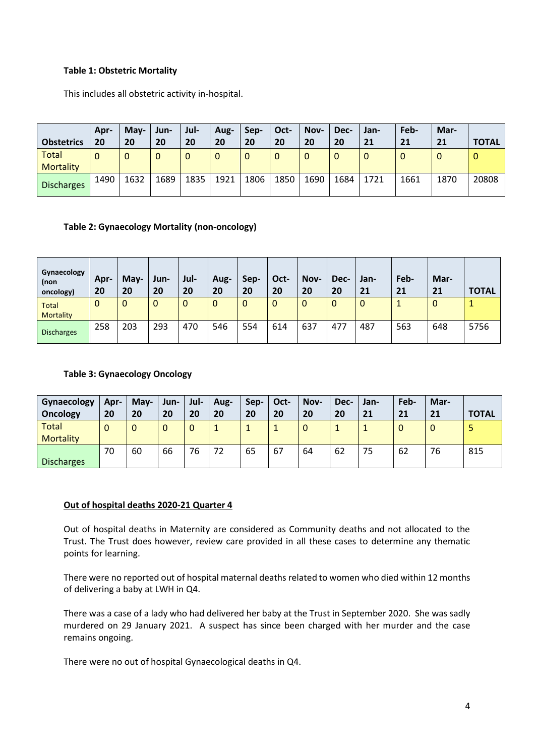**Table 1: Obstetric Mortality**

This includes all obstetric activity in-hospital.

| Obstetrics | Apr-20 | May-20 | Jun-20 | Jul-20 | Aug-20 | Sep-20 | Oct-20 | Nov-20 | Dec-20 | Jan-21 | Feb-21 | Mar-21 | TOTAL |
|---|---|---|---|---|---|---|---|---|---|---|---|---|---|
| Total Mortality | 0 | 0 | 0 | 0 | 0 | 0 | 0 | 0 | 0 | 0 | 0 | 0 | 0 |
| Discharges | 1490 | 1632 | 1689 | 1835 | 1921 | 1806 | 1850 | 1690 | 1684 | 1721 | 1661 | 1870 | 20808 |

**Table 2: Gynaecology Mortality (non-oncology)**

| Gynaecology (non oncology) | Apr-20 | May-20 | Jun-20 | Jul-20 | Aug-20 | Sep-20 | Oct-20 | Nov-20 | Dec-20 | Jan-21 | Feb-21 | Mar-21 | TOTAL |
|---|---|---|---|---|---|---|---|---|---|---|---|---|---|
| Total Mortality | 0 | 0 | 0 | 0 | 0 | 0 | 0 | 0 | 0 | 0 | 1 | 0 | 1 |
| Discharges | 258 | 203 | 293 | 470 | 546 | 554 | 614 | 637 | 477 | 487 | 563 | 648 | 5756 |

**Table 3: Gynaecology Oncology**

| Gynaecology Oncology | Apr-20 | May-20 | Jun-20 | Jul-20 | Aug-20 | Sep-20 | Oct-20 | Nov-20 | Dec-20 | Jan-21 | Feb-21 | Mar-21 | TOTAL |
|---|---|---|---|---|---|---|---|---|---|---|---|---|---|
| Total Mortality | 0 | 0 | 0 | 0 | 1 | 1 | 1 | 0 | 1 | 1 | 0 | 0 | 5 |
| Discharges | 70 | 60 | 66 | 76 | 72 | 65 | 67 | 64 | 62 | 75 | 62 | 76 | 815 |

**Out of hospital deaths 2020-21 Quarter 4**

Out of hospital deaths in Maternity are considered as Community deaths and not allocated to the Trust. The Trust does however, review care provided in all these cases to determine any thematic points for learning.

There were no reported out of hospital maternal deaths related to women who died within 12 months of delivering a baby at LWH in Q4.

There was a case of a lady who had delivered her baby at the Trust in September 2020. She was sadly murdered on 29 January 2021. A suspect has since been charged with her murder and the case remains ongoing.

There were no out of hospital Gynaecological deaths in Q4.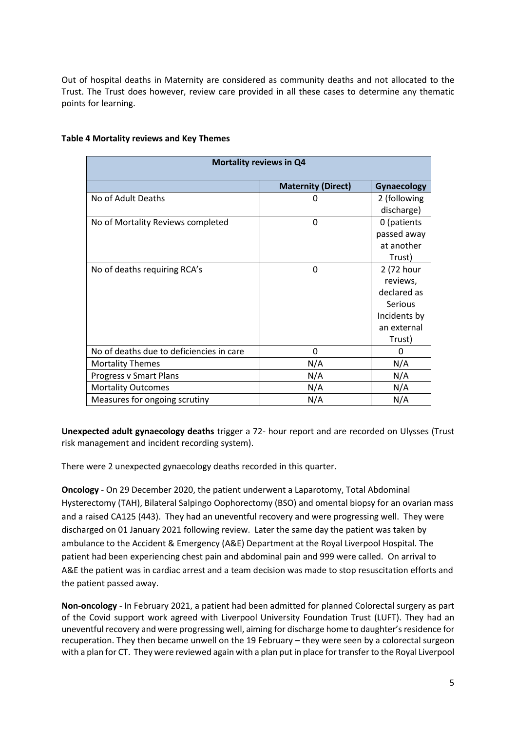Out of hospital deaths in Maternity are considered as community deaths and not allocated to the Trust. The Trust does however, review care provided in all these cases to determine any thematic points for learning.

**Table 4 Mortality reviews and Key Themes**

| Mortality reviews in Q4 | | |
|---|---|---|
| | **Maternity (Direct)** | **Gynaecology** |
| No of Adult Deaths | 0 | 2 (following discharge) |
| No of Mortality Reviews completed | 0 | 0 (patients passed away at another Trust) |
| No of deaths requiring RCA's | 0 | 2 (72 hour reviews, declared as Serious Incidents by an external Trust) |
| No of deaths due to deficiencies in care | 0 | 0 |
| Mortality Themes | N/A | N/A |
| Progress v Smart Plans | N/A | N/A |
| Mortality Outcomes | N/A | N/A |
| Measures for ongoing scrutiny | N/A | N/A |

**Unexpected adult gynaecology deaths** trigger a 72- hour report and are recorded on Ulysses (Trust risk management and incident recording system).

There were 2 unexpected gynaecology deaths recorded in this quarter.

**Oncology** - On 29 December 2020, the patient underwent a Laparotomy, Total Abdominal Hysterectomy (TAH), Bilateral Salpingo Oophorectomy (BSO) and omental biopsy for an ovarian mass and a raised CA125 (443). They had an uneventful recovery and were progressing well. They were discharged on 01 January 2021 following review. Later the same day the patient was taken by ambulance to the Accident & Emergency (A&E) Department at the Royal Liverpool Hospital. The patient had been experiencing chest pain and abdominal pain and 999 were called. On arrival to A&E the patient was in cardiac arrest and a team decision was made to stop resuscitation efforts and the patient passed away.

**Non-oncology** - In February 2021, a patient had been admitted for planned Colorectal surgery as part of the Covid support work agreed with Liverpool University Foundation Trust (LUFT). They had an uneventful recovery and were progressing well, aiming for discharge home to daughter's residence for recuperation. They then became unwell on the 19 February – they were seen by a colorectal surgeon with a plan for CT. They were reviewed again with a plan put in place for transfer to the Royal Liverpool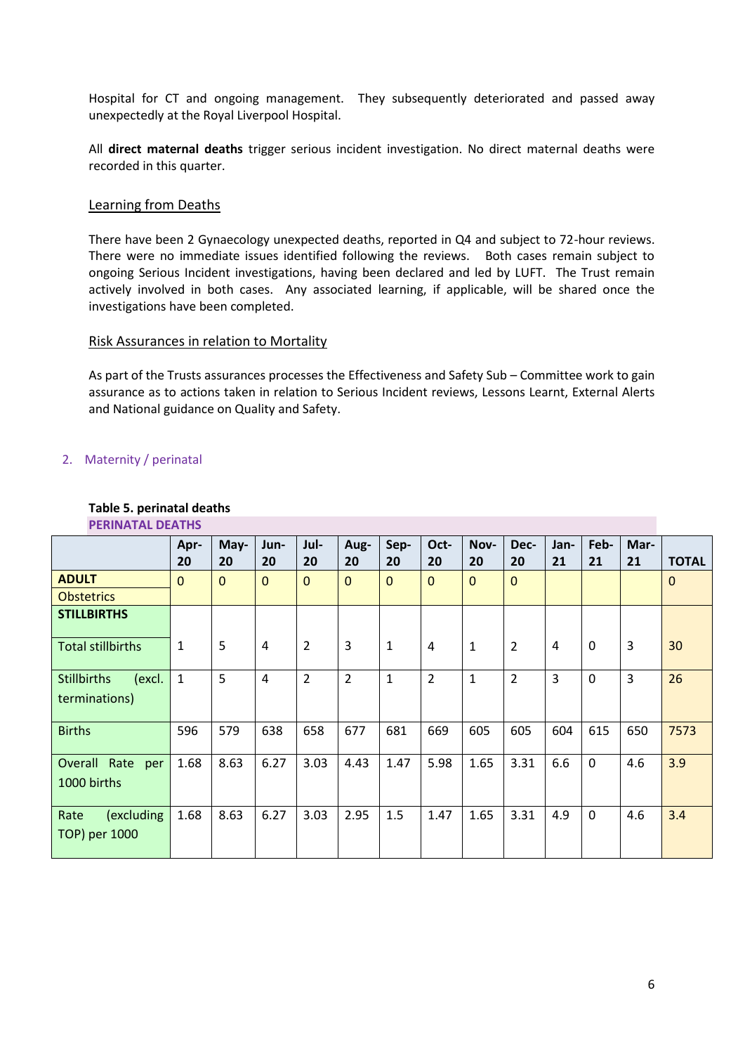Hospital for CT and ongoing management. They subsequently deteriorated and passed away unexpectedly at the Royal Liverpool Hospital.

All **direct maternal deaths** trigger serious incident investigation. No direct maternal deaths were recorded in this quarter.

### Learning from Deaths

There have been 2 Gynaecology unexpected deaths, reported in Q4 and subject to 72-hour reviews. There were no immediate issues identified following the reviews. Both cases remain subject to ongoing Serious Incident investigations, having been declared and led by LUFT. The Trust remain actively involved in both cases. Any associated learning, if applicable, will be shared once the investigations have been completed.

### Risk Assurances in relation to Mortality

As part of the Trusts assurances processes the Effectiveness and Safety Sub – Committee work to gain assurance as to actions taken in relation to Serious Incident reviews, Lessons Learnt, External Alerts and National guidance on Quality and Safety.

## 2. Maternity / perinatal

**Table 5. perinatal deaths**

**PERINATAL DEATHS**

| | Apr-20 | May-20 | Jun-20 | Jul-20 | Aug-20 | Sep-20 | Oct-20 | Nov-20 | Dec-20 | Jan-21 | Feb-21 | Mar-21 | TOTAL |
|---|---|---|---|---|---|---|---|---|---|---|---|---|---|
| **ADULT** Obstetrics | 0 | 0 | 0 | 0 | 0 | 0 | 0 | 0 | 0 | | | | 0 |
| **STILLBIRTHS** | | | | | | | | | | | | | |
| Total stillbirths | 1 | 5 | 4 | 2 | 3 | 1 | 4 | 1 | 2 | 4 | 0 | 3 | 30 |
| Stillbirths (excl. terminations) | 1 | 5 | 4 | 2 | 2 | 1 | 2 | 1 | 2 | 3 | 0 | 3 | 26 |
| Births | 596 | 579 | 638 | 658 | 677 | 681 | 669 | 605 | 605 | 604 | 615 | 650 | 7573 |
| Overall Rate per 1000 births | 1.68 | 8.63 | 6.27 | 3.03 | 4.43 | 1.47 | 5.98 | 1.65 | 3.31 | 6.6 | 0 | 4.6 | 3.9 |
| Rate (excluding TOP) per 1000 | 1.68 | 8.63 | 6.27 | 3.03 | 2.95 | 1.5 | 1.47 | 1.65 | 3.31 | 4.9 | 0 | 4.6 | 3.4 |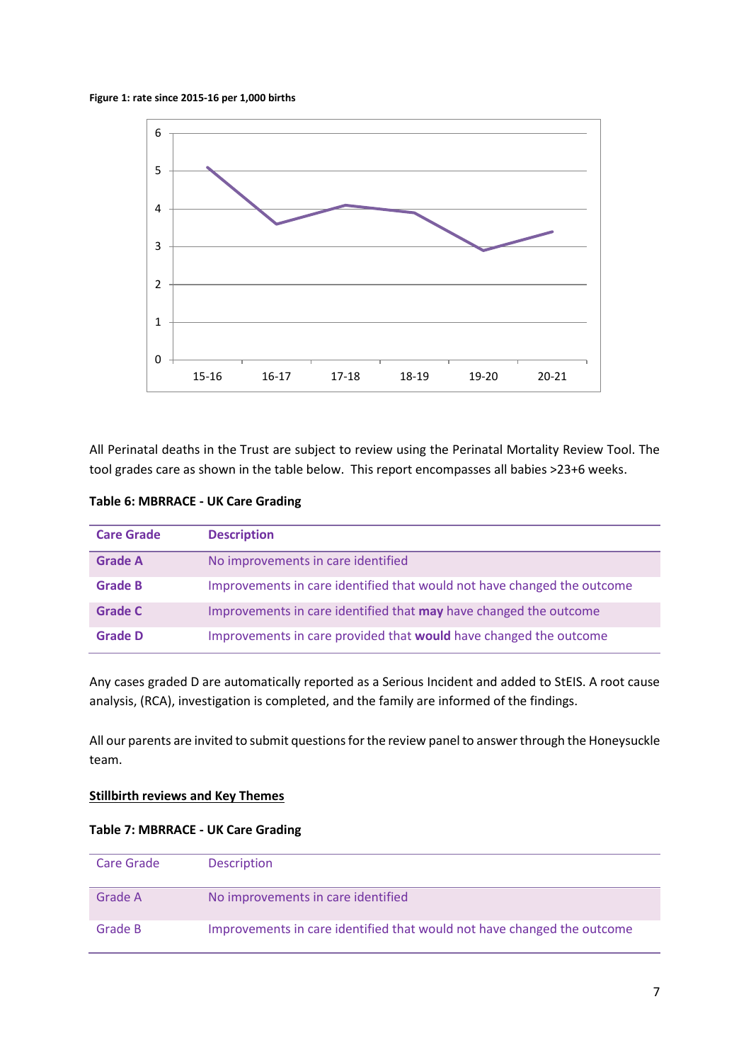**Figure 1: rate since 2015-16 per 1,000 births**

All Perinatal deaths in the Trust are subject to review using the Perinatal Mortality Review Tool. The tool grades care as shown in the table below. This report encompasses all babies >23+6 weeks.

**Table 6: MBRRACE - UK Care Grading**

| Care Grade | Description |
|---|---|
| **Grade A** | No improvements in care identified |
| **Grade B** | Improvements in care identified that would not have changed the outcome |
| **Grade C** | Improvements in care identified that **may** have changed the outcome |
| **Grade D** | Improvements in care provided that **would** have changed the outcome |

Any cases graded D are automatically reported as a Serious Incident and added to StEIS. A root cause analysis, (RCA), investigation is completed, and the family are informed of the findings.

All our parents are invited to submit questions for the review panel to answer through the Honeysuckle team.

**<u>Stillbirth reviews and Key Themes</u>**

**Table 7: MBRRACE - UK Care Grading**

| Care Grade | Description |
|---|---|
| Grade A | No improvements in care identified |
| Grade B | Improvements in care identified that would not have changed the outcome |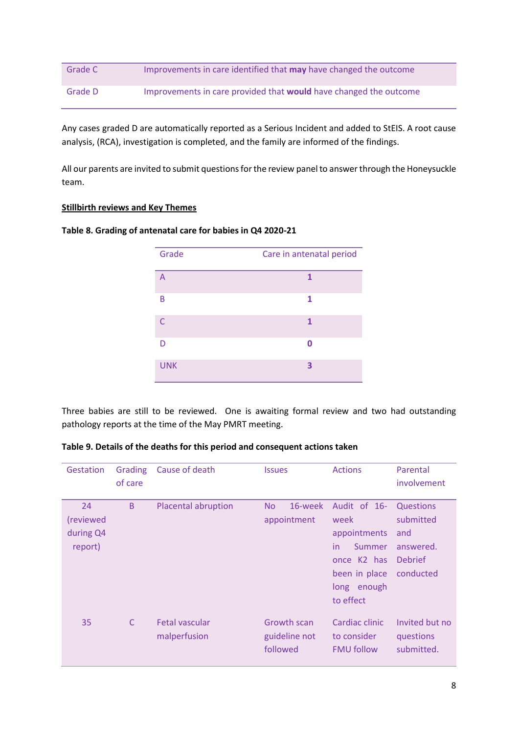| Grade C | Improvements in care identified that **may** have changed the outcome |
|---|---|
| Grade D | Improvements in care provided that **would** have changed the outcome |

Any cases graded D are automatically reported as a Serious Incident and added to StEIS. A root cause analysis, (RCA), investigation is completed, and the family are informed of the findings.

All our parents are invited to submit questions for the review panel to answer through the Honeysuckle team.

**Stillbirth reviews and Key Themes**

**Table 8. Grading of antenatal care for babies in Q4 2020-21**

| Grade | Care in antenatal period |
|---|---|
| A | **1** |
| B | **1** |
| C | **1** |
| D | **0** |
| UNK | **3** |

Three babies are still to be reviewed. One is awaiting formal review and two had outstanding pathology reports at the time of the May PMRT meeting.

**Table 9. Details of the deaths for this period and consequent actions taken**

| Gestation | Grading of care | Cause of death | Issues | Actions | Parental involvement |
|---|---|---|---|---|---|
| 24 (reviewed during Q4 report) | B | Placental abruption | No 16-week appointment | Audit of 16-week appointments in Summer once K2 has been in place long enough to effect | Questions submitted and answered. Debrief conducted |
| 35 | C | Fetal vascular malperfusion | Growth scan guideline not followed | Cardiac clinic to consider FMU follow | Invited but no questions submitted. |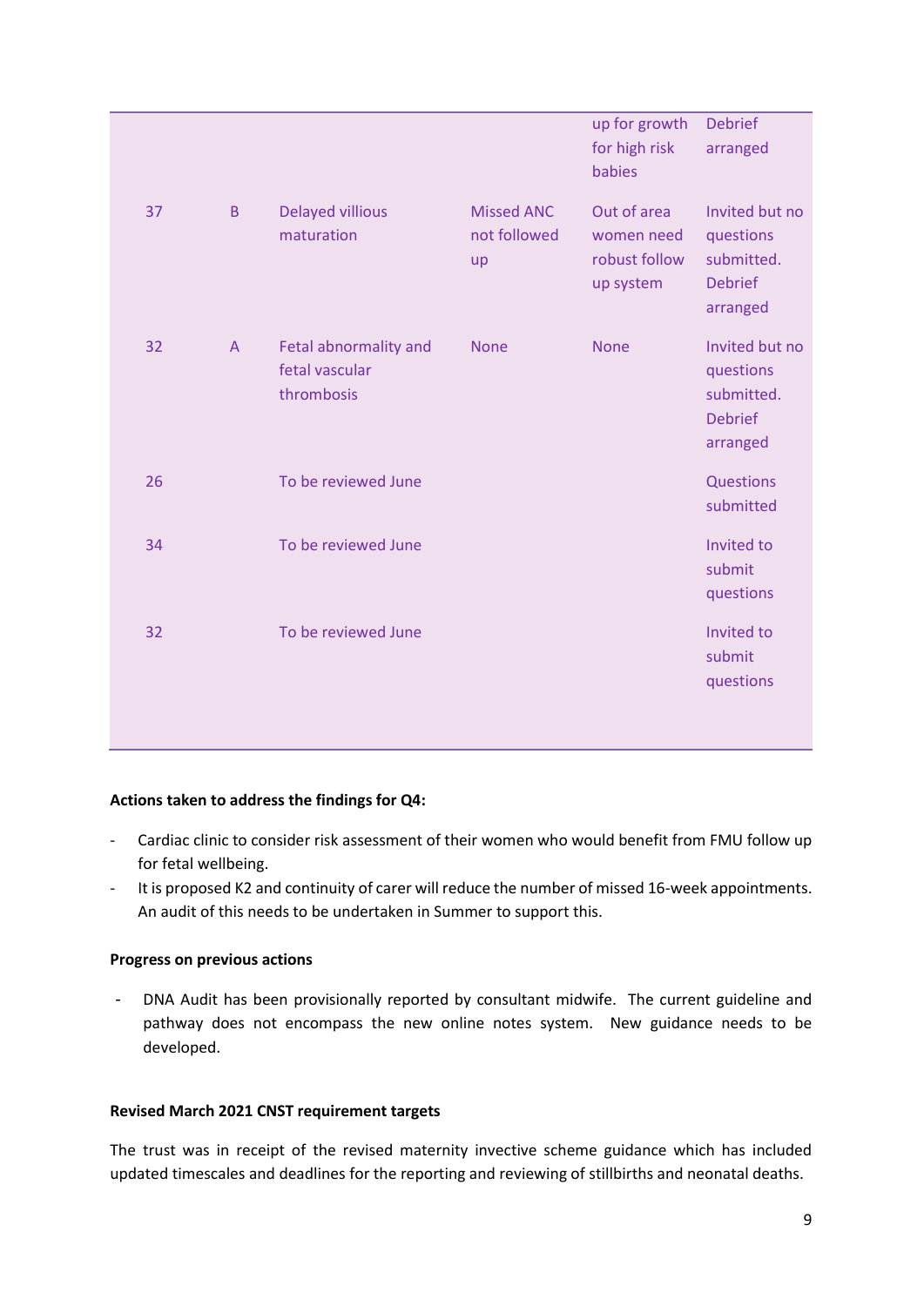|  |  |  |  | up for growth for high risk babies | Debrief arranged |
|---|---|---|---|---|---|
| 37 | B | Delayed villious maturation | Missed ANC not followed up | Out of area women need robust follow up system | Invited but no questions submitted. Debrief arranged |
| 32 | A | Fetal abnormality and fetal vascular thrombosis | None | None | Invited but no questions submitted. Debrief arranged |
| 26 |  | To be reviewed June |  |  | Questions submitted |
| 34 |  | To be reviewed June |  |  | Invited to submit questions |
| 32 |  | To be reviewed June |  |  | Invited to submit questions |

**Actions taken to address the findings for Q4:**

- Cardiac clinic to consider risk assessment of their women who would benefit from FMU follow up for fetal wellbeing.
- It is proposed K2 and continuity of carer will reduce the number of missed 16-week appointments. An audit of this needs to be undertaken in Summer to support this.

**Progress on previous actions**

- DNA Audit has been provisionally reported by consultant midwife. The current guideline and pathway does not encompass the new online notes system. New guidance needs to be developed.

**Revised March 2021 CNST requirement targets**

The trust was in receipt of the revised maternity invective scheme guidance which has included updated timescales and deadlines for the reporting and reviewing of stillbirths and neonatal deaths.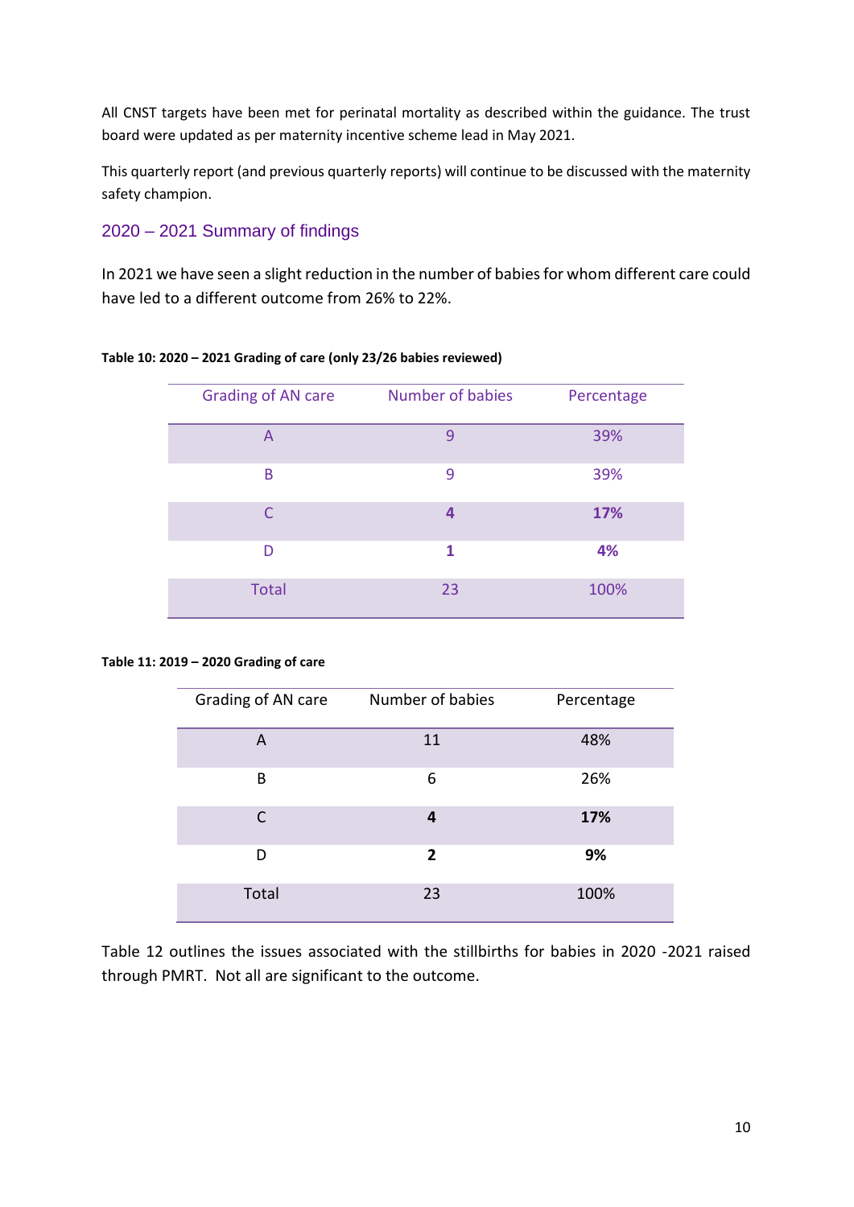All CNST targets have been met for perinatal mortality as described within the guidance. The trust board were updated as per maternity incentive scheme lead in May 2021.

This quarterly report (and previous quarterly reports) will continue to be discussed with the maternity safety champion.

## 2020 – 2021 Summary of findings

In 2021 we have seen a slight reduction in the number of babies for whom different care could have led to a different outcome from 26% to 22%.

**Table 10: 2020 – 2021 Grading of care (only 23/26 babies reviewed)**

| Grading of AN care | Number of babies | Percentage |
|---|---|---|
| A | 9 | 39% |
| B | 9 | 39% |
| C | **4** | **17%** |
| D | **1** | **4%** |
| Total | 23 | 100% |

**Table 11: 2019 – 2020 Grading of care**

| Grading of AN care | Number of babies | Percentage |
|---|---|---|
| A | 11 | 48% |
| B | 6 | 26% |
| C | **4** | **17%** |
| D | **2** | **9%** |
| Total | 23 | 100% |

Table 12 outlines the issues associated with the stillbirths for babies in 2020 -2021 raised through PMRT. Not all are significant to the outcome.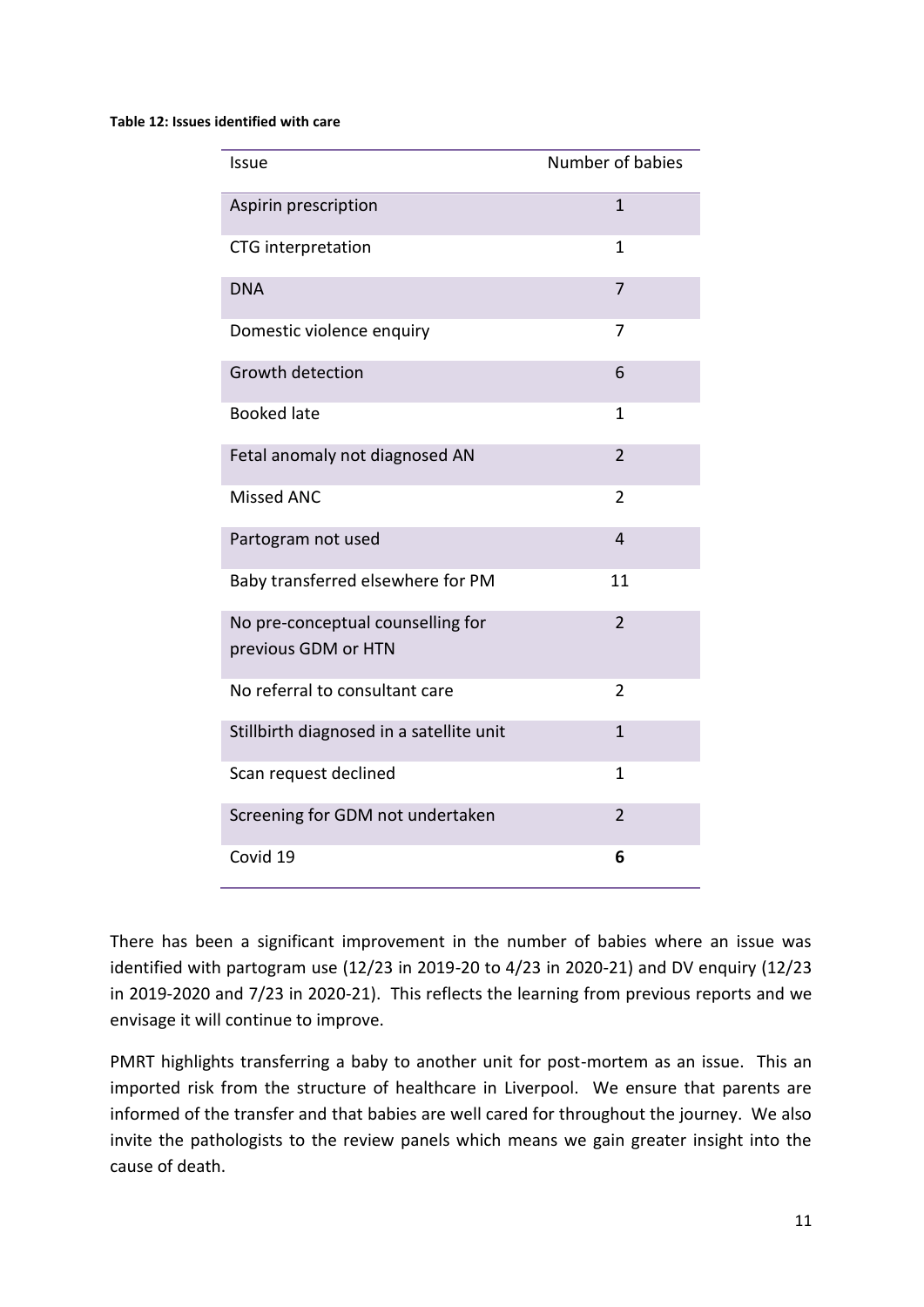**Table 12: Issues identified with care**

| Issue | Number of babies |
| --- | --- |
| Aspirin prescription | 1 |
| CTG interpretation | 1 |
| DNA | 7 |
| Domestic violence enquiry | 7 |
| Growth detection | 6 |
| Booked late | 1 |
| Fetal anomaly not diagnosed AN | 2 |
| Missed ANC | 2 |
| Partogram not used | 4 |
| Baby transferred elsewhere for PM | 11 |
| No pre-conceptual counselling for previous GDM or HTN | 2 |
| No referral to consultant care | 2 |
| Stillbirth diagnosed in a satellite unit | 1 |
| Scan request declined | 1 |
| Screening for GDM not undertaken | 2 |
| Covid 19 | **6** |

There has been a significant improvement in the number of babies where an issue was identified with partogram use (12/23 in 2019-20 to 4/23 in 2020-21) and DV enquiry (12/23 in 2019-2020 and 7/23 in 2020-21). This reflects the learning from previous reports and we envisage it will continue to improve.

PMRT highlights transferring a baby to another unit for post-mortem as an issue. This an imported risk from the structure of healthcare in Liverpool. We ensure that parents are informed of the transfer and that babies are well cared for throughout the journey. We also invite the pathologists to the review panels which means we gain greater insight into the cause of death.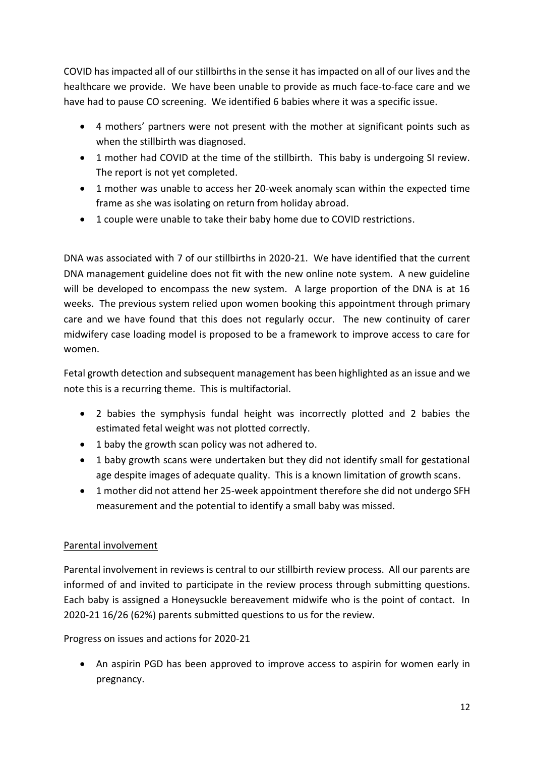COVID has impacted all of our stillbirths in the sense it has impacted on all of our lives and the healthcare we provide. We have been unable to provide as much face-to-face care and we have had to pause CO screening. We identified 6 babies where it was a specific issue.

- 4 mothers' partners were not present with the mother at significant points such as when the stillbirth was diagnosed.
- 1 mother had COVID at the time of the stillbirth. This baby is undergoing SI review. The report is not yet completed.
- 1 mother was unable to access her 20-week anomaly scan within the expected time frame as she was isolating on return from holiday abroad.
- 1 couple were unable to take their baby home due to COVID restrictions.

DNA was associated with 7 of our stillbirths in 2020-21. We have identified that the current DNA management guideline does not fit with the new online note system. A new guideline will be developed to encompass the new system. A large proportion of the DNA is at 16 weeks. The previous system relied upon women booking this appointment through primary care and we have found that this does not regularly occur. The new continuity of carer midwifery case loading model is proposed to be a framework to improve access to care for women.

Fetal growth detection and subsequent management has been highlighted as an issue and we note this is a recurring theme. This is multifactorial.

- 2 babies the symphysis fundal height was incorrectly plotted and 2 babies the estimated fetal weight was not plotted correctly.
- 1 baby the growth scan policy was not adhered to.
- 1 baby growth scans were undertaken but they did not identify small for gestational age despite images of adequate quality. This is a known limitation of growth scans.
- 1 mother did not attend her 25-week appointment therefore she did not undergo SFH measurement and the potential to identify a small baby was missed.

<u>Parental involvement</u>

Parental involvement in reviews is central to our stillbirth review process. All our parents are informed of and invited to participate in the review process through submitting questions. Each baby is assigned a Honeysuckle bereavement midwife who is the point of contact. In 2020-21 16/26 (62%) parents submitted questions to us for the review.

Progress on issues and actions for 2020-21

- An aspirin PGD has been approved to improve access to aspirin for women early in pregnancy.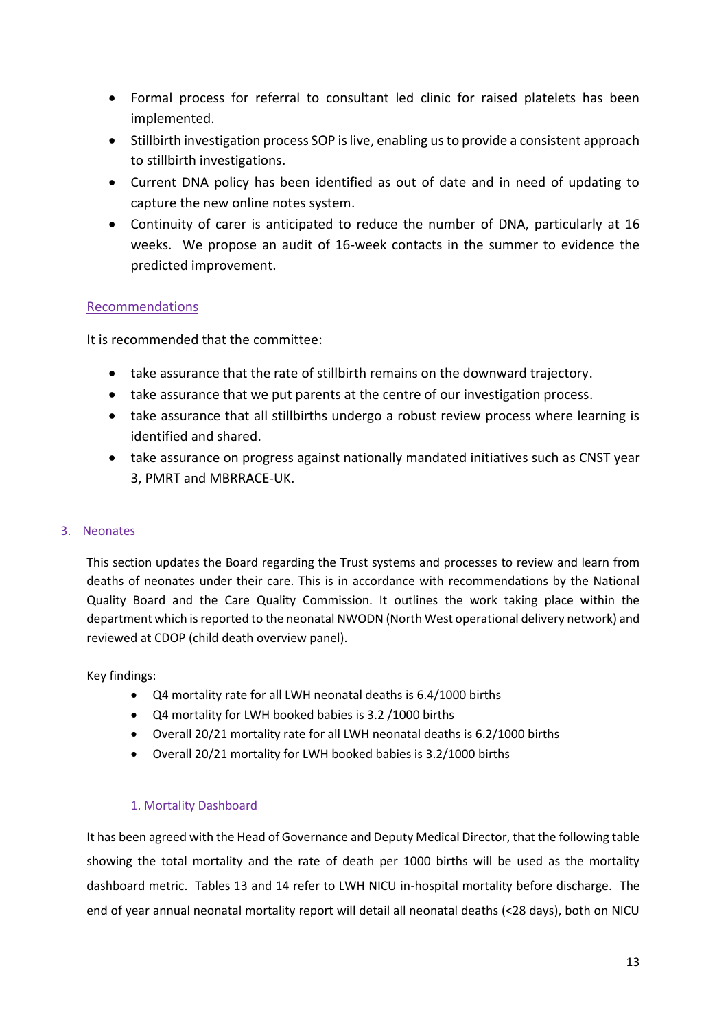- Formal process for referral to consultant led clinic for raised platelets has been implemented.
- Stillbirth investigation process SOP is live, enabling us to provide a consistent approach to stillbirth investigations.
- Current DNA policy has been identified as out of date and in need of updating to capture the new online notes system.
- Continuity of carer is anticipated to reduce the number of DNA, particularly at 16 weeks. We propose an audit of 16-week contacts in the summer to evidence the predicted improvement.

## Recommendations

It is recommended that the committee:

- take assurance that the rate of stillbirth remains on the downward trajectory.
- take assurance that we put parents at the centre of our investigation process.
- take assurance that all stillbirths undergo a robust review process where learning is identified and shared.
- take assurance on progress against nationally mandated initiatives such as CNST year 3, PMRT and MBRRACE-UK.

## 3. Neonates

This section updates the Board regarding the Trust systems and processes to review and learn from deaths of neonates under their care. This is in accordance with recommendations by the National Quality Board and the Care Quality Commission. It outlines the work taking place within the department which is reported to the neonatal NWODN (North West operational delivery network) and reviewed at CDOP (child death overview panel).

Key findings:

- Q4 mortality rate for all LWH neonatal deaths is 6.4/1000 births
- Q4 mortality for LWH booked babies is 3.2 /1000 births
- Overall 20/21 mortality rate for all LWH neonatal deaths is 6.2/1000 births
- Overall 20/21 mortality for LWH booked babies is 3.2/1000 births

### 1. Mortality Dashboard

It has been agreed with the Head of Governance and Deputy Medical Director, that the following table showing the total mortality and the rate of death per 1000 births will be used as the mortality dashboard metric. Tables 13 and 14 refer to LWH NICU in-hospital mortality before discharge. The end of year annual neonatal mortality report will detail all neonatal deaths (<28 days), both on NICU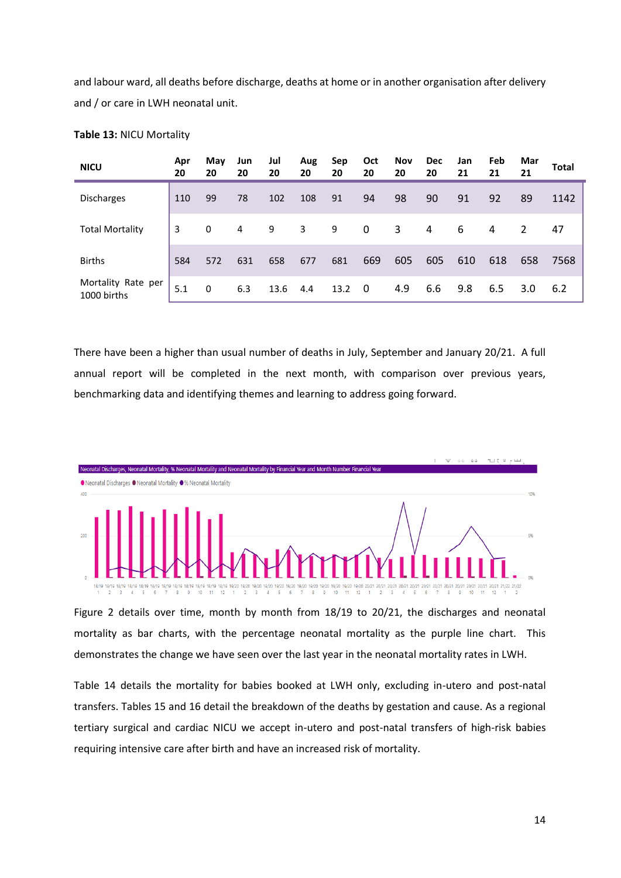and labour ward, all deaths before discharge, deaths at home or in another organisation after delivery and / or care in LWH neonatal unit.

**Table 13:** NICU Mortality

| NICU | Apr 20 | May 20 | Jun 20 | Jul 20 | Aug 20 | Sep 20 | Oct 20 | Nov 20 | Dec 20 | Jan 21 | Feb 21 | Mar 21 | Total |
|---|---|---|---|---|---|---|---|---|---|---|---|---|---|
| Discharges | 110 | 99 | 78 | 102 | 108 | 91 | 94 | 98 | 90 | 91 | 92 | 89 | 1142 |
| Total Mortality | 3 | 0 | 4 | 9 | 3 | 9 | 0 | 3 | 4 | 6 | 4 | 2 | 47 |
| Births | 584 | 572 | 631 | 658 | 677 | 681 | 669 | 605 | 605 | 610 | 618 | 658 | 7568 |
| Mortality Rate per 1000 births | 5.1 | 0 | 6.3 | 13.6 | 4.4 | 13.2 | 0 | 4.9 | 6.6 | 9.8 | 6.5 | 3.0 | 6.2 |

There have been a higher than usual number of deaths in July, September and January 20/21. A full annual report will be completed in the next month, with comparison over previous years, benchmarking data and identifying themes and learning to address going forward.

Figure 2 details over time, month by month from 18/19 to 20/21, the discharges and neonatal mortality as bar charts, with the percentage neonatal mortality as the purple line chart. This demonstrates the change we have seen over the last year in the neonatal mortality rates in LWH.

Table 14 details the mortality for babies booked at LWH only, excluding in-utero and post-natal transfers. Tables 15 and 16 detail the breakdown of the deaths by gestation and cause. As a regional tertiary surgical and cardiac NICU we accept in-utero and post-natal transfers of high-risk babies requiring intensive care after birth and have an increased risk of mortality.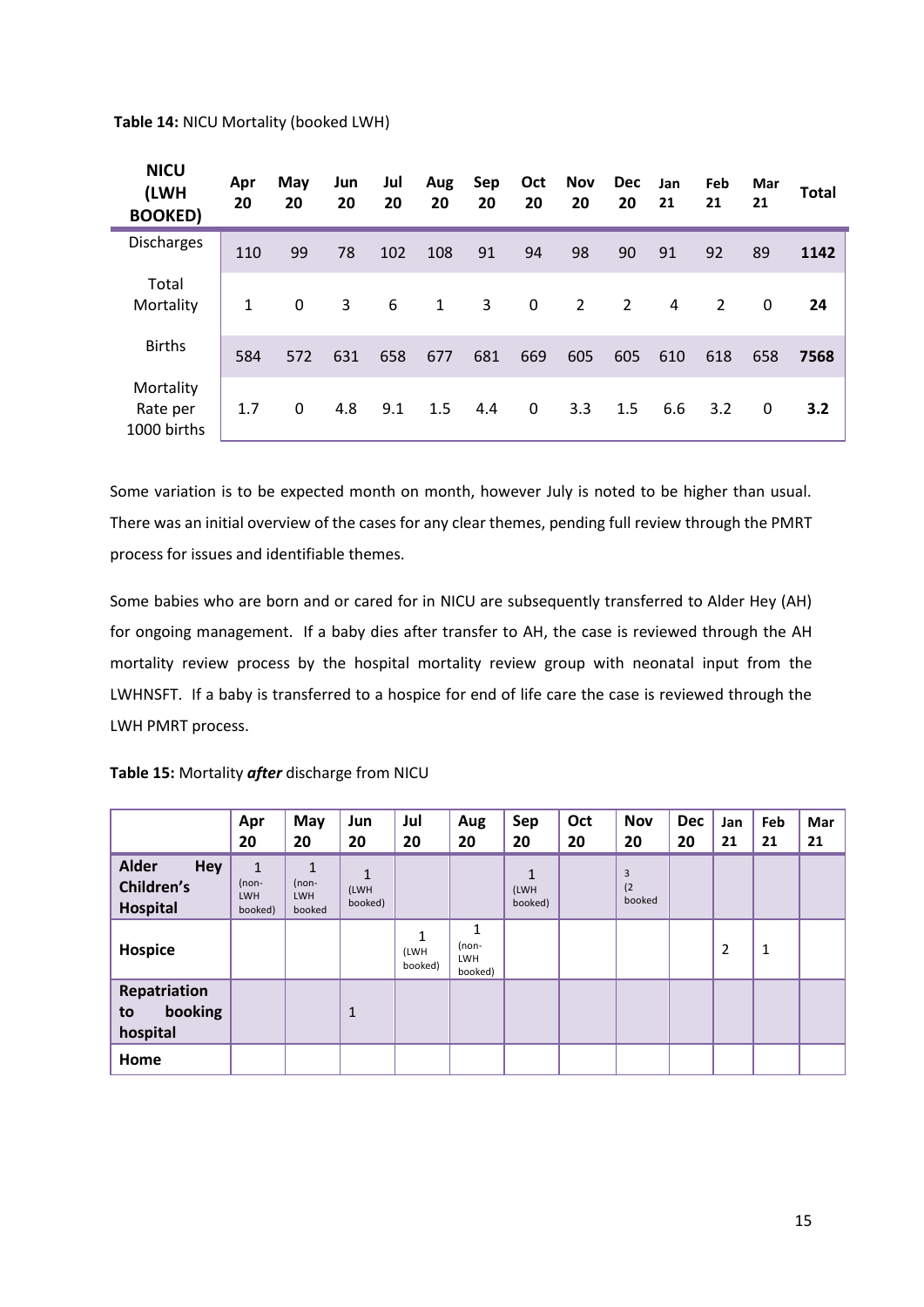**Table 14:** NICU Mortality (booked LWH)

| NICU (LWH BOOKED) | Apr 20 | May 20 | Jun 20 | Jul 20 | Aug 20 | Sep 20 | Oct 20 | Nov 20 | Dec 20 | Jan 21 | Feb 21 | Mar 21 | Total |
|---|---|---|---|---|---|---|---|---|---|---|---|---|---|
| Discharges | 110 | 99 | 78 | 102 | 108 | 91 | 94 | 98 | 90 | 91 | 92 | 89 | **1142** |
| Total Mortality | 1 | 0 | 3 | 6 | 1 | 3 | 0 | 2 | 2 | 4 | 2 | 0 | **24** |
| Births | 584 | 572 | 631 | 658 | 677 | 681 | 669 | 605 | 605 | 610 | 618 | 658 | **7568** |
| Mortality Rate per 1000 births | 1.7 | 0 | 4.8 | 9.1 | 1.5 | 4.4 | 0 | 3.3 | 1.5 | 6.6 | 3.2 | 0 | **3.2** |

Some variation is to be expected month on month, however July is noted to be higher than usual. There was an initial overview of the cases for any clear themes, pending full review through the PMRT process for issues and identifiable themes.

Some babies who are born and or cared for in NICU are subsequently transferred to Alder Hey (AH) for ongoing management. If a baby dies after transfer to AH, the case is reviewed through the AH mortality review process by the hospital mortality review group with neonatal input from the LWHNSFT. If a baby is transferred to a hospice for end of life care the case is reviewed through the LWH PMRT process.

**Table 15:** Mortality ***after*** discharge from NICU

| | Apr 20 | May 20 | Jun 20 | Jul 20 | Aug 20 | Sep 20 | Oct 20 | Nov 20 | Dec 20 | Jan 21 | Feb 21 | Mar 21 |
|---|---|---|---|---|---|---|---|---|---|---|---|---|
| **Alder Hey Children's Hospital** | 1 (non-LWH booked) | 1 (non-LWH booked | 1 (LWH booked) | | | 1 (LWH booked) | | 3 (2 booked | | | | |
| **Hospice** | | | | 1 (LWH booked) | 1 (non-LWH booked) | | | | | 2 | 1 | |
| **Repatriation to booking hospital** | | | 1 | | | | | | | | | |
| **Home** | | | | | | | | | | | | |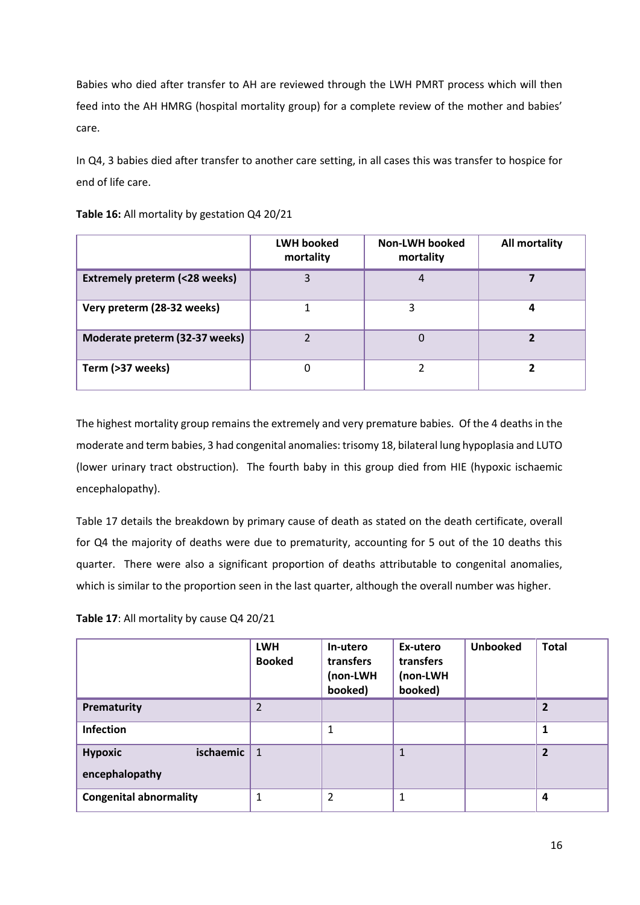Babies who died after transfer to AH are reviewed through the LWH PMRT process which will then feed into the AH HMRG (hospital mortality group) for a complete review of the mother and babies' care.

In Q4, 3 babies died after transfer to another care setting, in all cases this was transfer to hospice for end of life care.

**Table 16:** All mortality by gestation Q4 20/21

| | LWH booked mortality | Non-LWH booked mortality | All mortality |
|---|---|---|---|
| **Extremely preterm (<28 weeks)** | 3 | 4 | **7** |
| **Very preterm (28-32 weeks)** | 1 | 3 | **4** |
| **Moderate preterm (32-37 weeks)** | 2 | 0 | **2** |
| **Term (>37 weeks)** | 0 | 2 | **2** |

The highest mortality group remains the extremely and very premature babies. Of the 4 deaths in the moderate and term babies, 3 had congenital anomalies: trisomy 18, bilateral lung hypoplasia and LUTO (lower urinary tract obstruction). The fourth baby in this group died from HIE (hypoxic ischaemic encephalopathy).

Table 17 details the breakdown by primary cause of death as stated on the death certificate, overall for Q4 the majority of deaths were due to prematurity, accounting for 5 out of the 10 deaths this quarter. There were also a significant proportion of deaths attributable to congenital anomalies, which is similar to the proportion seen in the last quarter, although the overall number was higher.

**Table 17**: All mortality by cause Q4 20/21

| | LWH Booked | In-utero transfers (non-LWH booked) | Ex-utero transfers (non-LWH booked) | Unbooked | Total |
|---|---|---|---|---|---|
| **Prematurity** | 2 | | | | **2** |
| **Infection** | | 1 | | | **1** |
| **Hypoxic ischaemic encephalopathy** | 1 | | 1 | | **2** |
| **Congenital abnormality** | 1 | 2 | 1 | | **4** |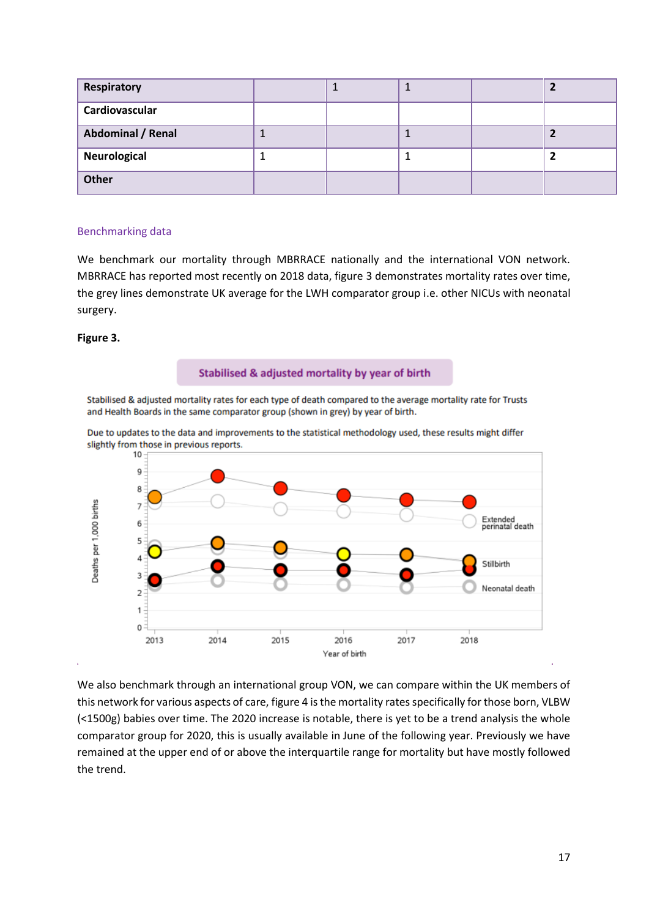| | | | | | |
|---|---|---|---|---|---|
| **Respiratory** | | 1 | 1 | | **2** |
| **Cardiovascular** | | | | | |
| **Abdominal / Renal** | 1 | | 1 | | **2** |
| **Neurological** | 1 | | 1 | | **2** |
| **Other** | | | | | |

## Benchmarking data

We benchmark our mortality through MBRRACE nationally and the international VON network. MBRRACE has reported most recently on 2018 data, figure 3 demonstrates mortality rates over time, the grey lines demonstrate UK average for the LWH comparator group i.e. other NICUs with neonatal surgery.

**Figure 3.**

**Stabilised & adjusted mortality by year of birth**

Stabilised & adjusted mortality rates for each type of death compared to the average mortality rate for Trusts and Health Boards in the same comparator group (shown in grey) by year of birth.

Due to updates to the data and improvements to the statistical methodology used, these results might differ slightly from those in previous reports.

We also benchmark through an international group VON, we can compare within the UK members of this network for various aspects of care, figure 4 is the mortality rates specifically for those born, VLBW (<1500g) babies over time. The 2020 increase is notable, there is yet to be a trend analysis the whole comparator group for 2020, this is usually available in June of the following year. Previously we have remained at the upper end of or above the interquartile range for mortality but have mostly followed the trend.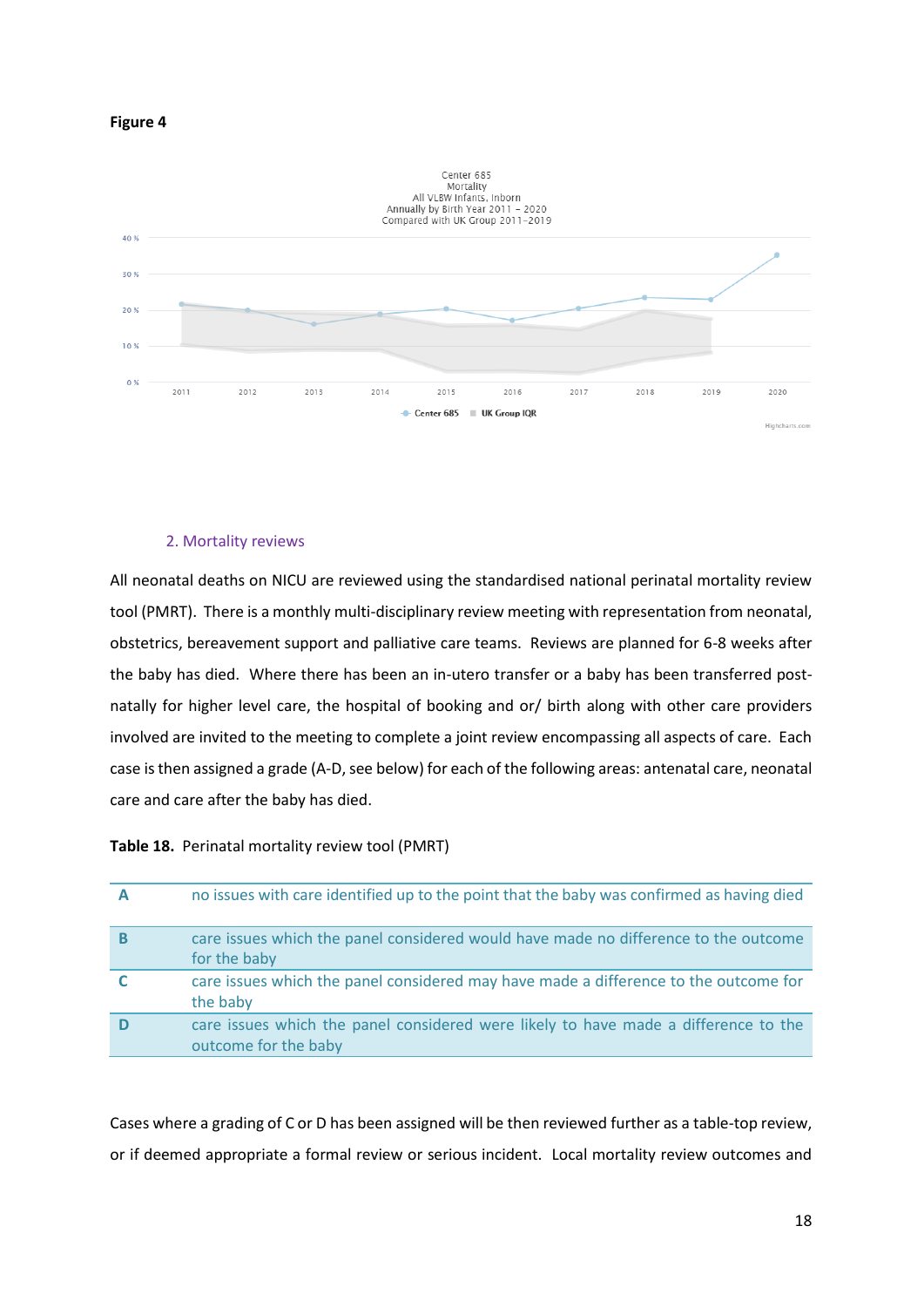**Figure 4**

Center 685
Mortality
All VLBW Infants, Inborn
Annually by Birth Year 2011 – 2020
Compared with UK Group 2011–2019

## 2. Mortality reviews

All neonatal deaths on NICU are reviewed using the standardised national perinatal mortality review tool (PMRT). There is a monthly multi-disciplinary review meeting with representation from neonatal, obstetrics, bereavement support and palliative care teams. Reviews are planned for 6-8 weeks after the baby has died. Where there has been an in-utero transfer or a baby has been transferred post-natally for higher level care, the hospital of booking and or/ birth along with other care providers involved are invited to the meeting to complete a joint review encompassing all aspects of care. Each case is then assigned a grade (A-D, see below) for each of the following areas: antenatal care, neonatal care and care after the baby has died.

**Table 18.** Perinatal mortality review tool (PMRT)

| | |
|---|---|
| **A** | no issues with care identified up to the point that the baby was confirmed as having died |
| **B** | care issues which the panel considered would have made no difference to the outcome for the baby |
| **C** | care issues which the panel considered may have made a difference to the outcome for the baby |
| **D** | care issues which the panel considered were likely to have made a difference to the outcome for the baby |

Cases where a grading of C or D has been assigned will be then reviewed further as a table-top review, or if deemed appropriate a formal review or serious incident. Local mortality review outcomes and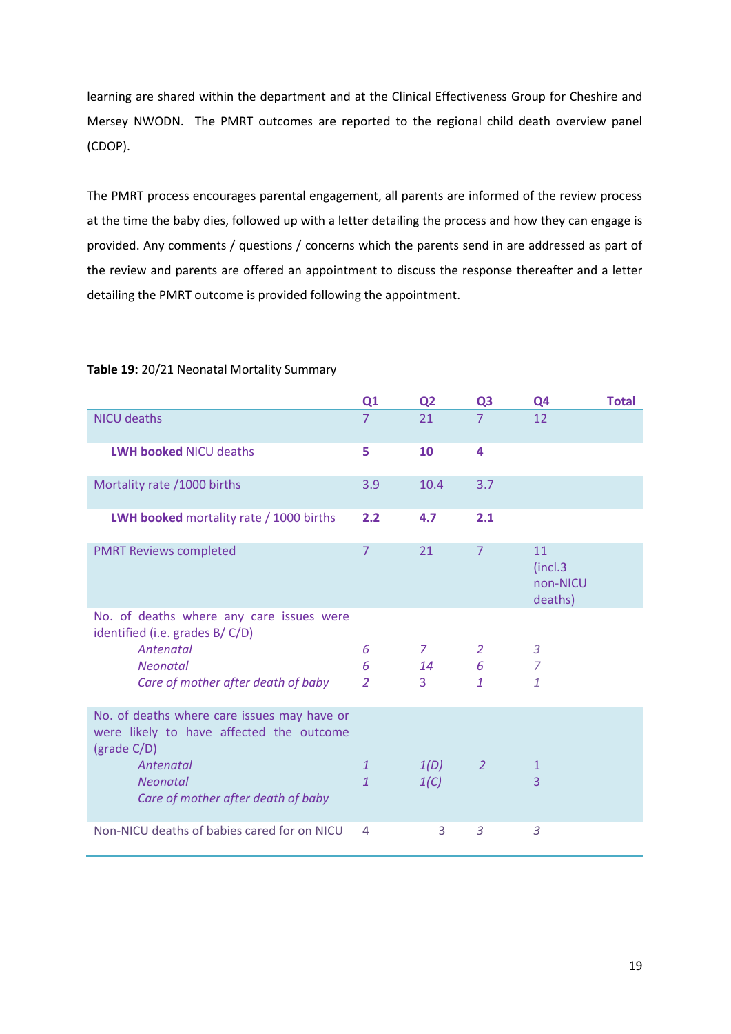learning are shared within the department and at the Clinical Effectiveness Group for Cheshire and Mersey NWODN. The PMRT outcomes are reported to the regional child death overview panel (CDOP).

The PMRT process encourages parental engagement, all parents are informed of the review process at the time the baby dies, followed up with a letter detailing the process and how they can engage is provided. Any comments / questions / concerns which the parents send in are addressed as part of the review and parents are offered an appointment to discuss the response thereafter and a letter detailing the PMRT outcome is provided following the appointment.

**Table 19:** 20/21 Neonatal Mortality Summary

| | Q1 | Q2 | Q3 | Q4 | Total |
|---|---|---|---|---|---|
| NICU deaths | 7 | 21 | 7 | 12 | |
| **LWH booked** NICU deaths | **5** | **10** | **4** | | |
| Mortality rate /1000 births | 3.9 | 10.4 | 3.7 | | |
| **LWH booked** mortality rate / 1000 births | **2.2** | **4.7** | **2.1** | | |
| PMRT Reviews completed | 7 | 21 | 7 | 11 (incl.3 non-NICU deaths) | |
| No. of deaths where any care issues were identified (i.e. grades B/ C/D) | | | | | |
| *Antenatal* | *6* | *7* | *2* | *3* | |
| *Neonatal* | *6* | *14* | *6* | *7* | |
| *Care of mother after death of baby* | *2* | 3 | *1* | *1* | |
| No. of deaths where care issues may have or were likely to have affected the outcome (grade C/D) | | | | | |
| *Antenatal* | *1* | *1(D)* | *2* | 1 | |
| *Neonatal* | *1* | *1(C)* | | 3 | |
| *Care of mother after death of baby* | | | | | |
| Non-NICU deaths of babies cared for on NICU | 4 | 3 | *3* | *3* | |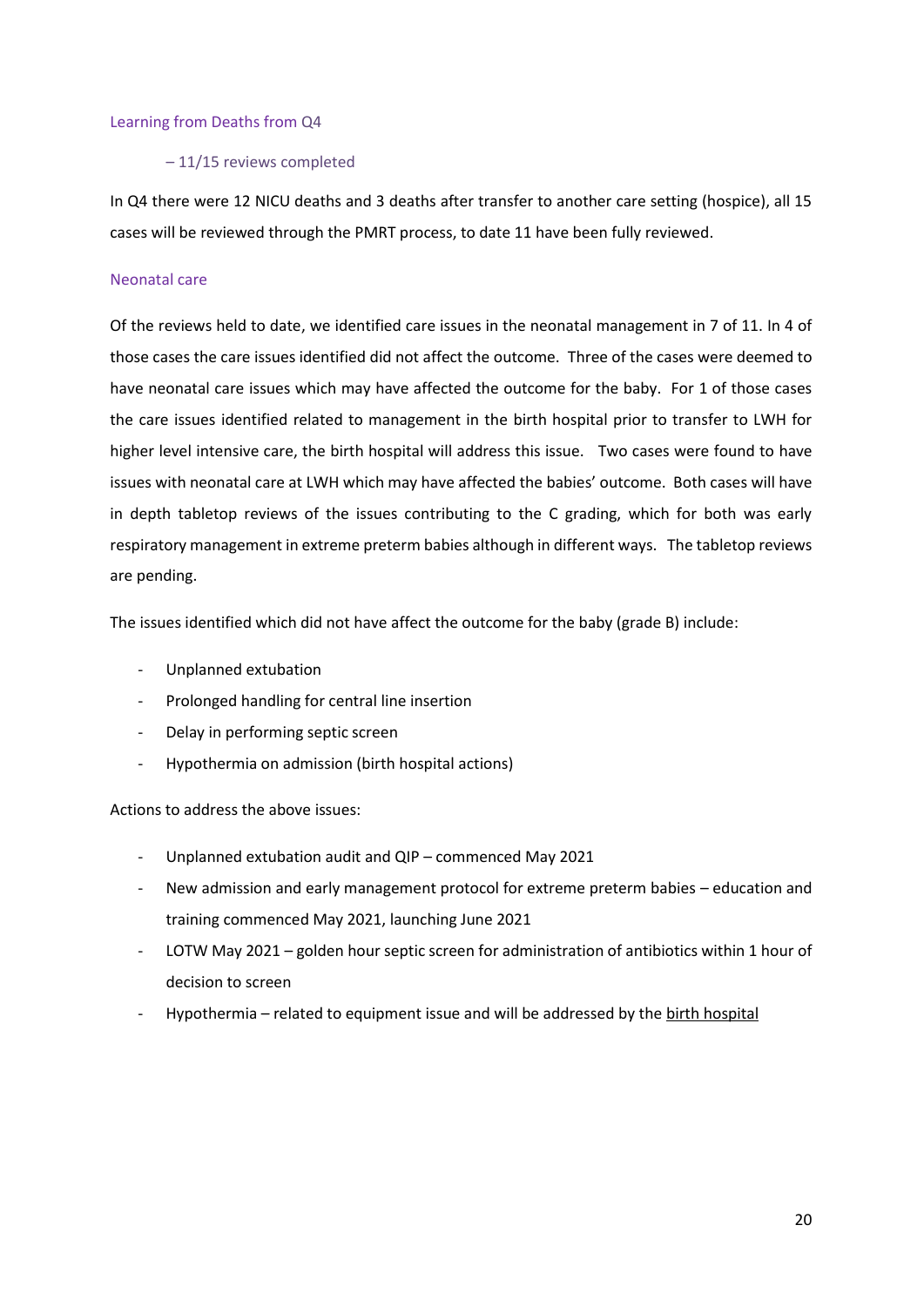### Learning from Deaths from Q4

– 11/15 reviews completed

In Q4 there were 12 NICU deaths and 3 deaths after transfer to another care setting (hospice), all 15 cases will be reviewed through the PMRT process, to date 11 have been fully reviewed.

### Neonatal care

Of the reviews held to date, we identified care issues in the neonatal management in 7 of 11. In 4 of those cases the care issues identified did not affect the outcome. Three of the cases were deemed to have neonatal care issues which may have affected the outcome for the baby. For 1 of those cases the care issues identified related to management in the birth hospital prior to transfer to LWH for higher level intensive care, the birth hospital will address this issue. Two cases were found to have issues with neonatal care at LWH which may have affected the babies' outcome. Both cases will have in depth tabletop reviews of the issues contributing to the C grading, which for both was early respiratory management in extreme preterm babies although in different ways. The tabletop reviews are pending.

The issues identified which did not have affect the outcome for the baby (grade B) include:

- Unplanned extubation
- Prolonged handling for central line insertion
- Delay in performing septic screen
- Hypothermia on admission (birth hospital actions)

Actions to address the above issues:

- Unplanned extubation audit and QIP – commenced May 2021
- New admission and early management protocol for extreme preterm babies – education and training commenced May 2021, launching June 2021
- LOTW May 2021 – golden hour septic screen for administration of antibiotics within 1 hour of decision to screen
- Hypothermia – related to equipment issue and will be addressed by the birth hospital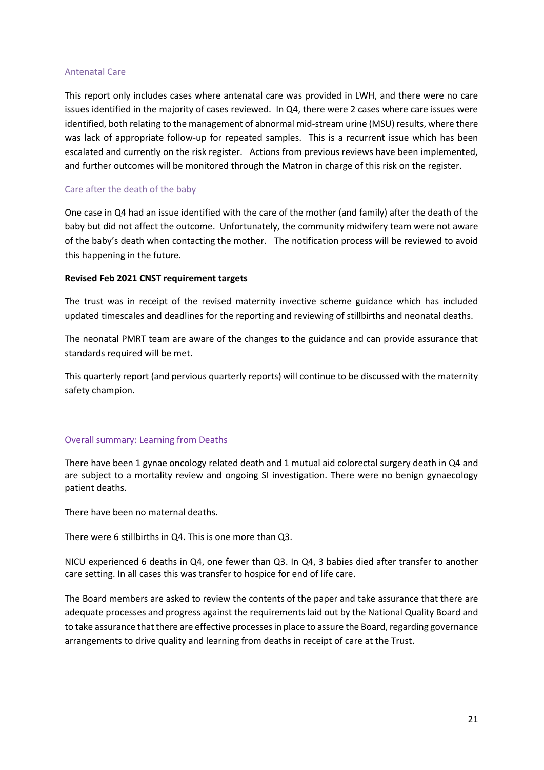### Antenatal Care

This report only includes cases where antenatal care was provided in LWH, and there were no care issues identified in the majority of cases reviewed. In Q4, there were 2 cases where care issues were identified, both relating to the management of abnormal mid-stream urine (MSU) results, where there was lack of appropriate follow-up for repeated samples. This is a recurrent issue which has been escalated and currently on the risk register. Actions from previous reviews have been implemented, and further outcomes will be monitored through the Matron in charge of this risk on the register.

### Care after the death of the baby

One case in Q4 had an issue identified with the care of the mother (and family) after the death of the baby but did not affect the outcome. Unfortunately, the community midwifery team were not aware of the baby's death when contacting the mother. The notification process will be reviewed to avoid this happening in the future.

**Revised Feb 2021 CNST requirement targets**

The trust was in receipt of the revised maternity invective scheme guidance which has included updated timescales and deadlines for the reporting and reviewing of stillbirths and neonatal deaths.

The neonatal PMRT team are aware of the changes to the guidance and can provide assurance that standards required will be met.

This quarterly report (and pervious quarterly reports) will continue to be discussed with the maternity safety champion.

## Overall summary: Learning from Deaths

There have been 1 gynae oncology related death and 1 mutual aid colorectal surgery death in Q4 and are subject to a mortality review and ongoing SI investigation. There were no benign gynaecology patient deaths.

There have been no maternal deaths.

There were 6 stillbirths in Q4. This is one more than Q3.

NICU experienced 6 deaths in Q4, one fewer than Q3. In Q4, 3 babies died after transfer to another care setting. In all cases this was transfer to hospice for end of life care.

The Board members are asked to review the contents of the paper and take assurance that there are adequate processes and progress against the requirements laid out by the National Quality Board and to take assurance that there are effective processes in place to assure the Board, regarding governance arrangements to drive quality and learning from deaths in receipt of care at the Trust.